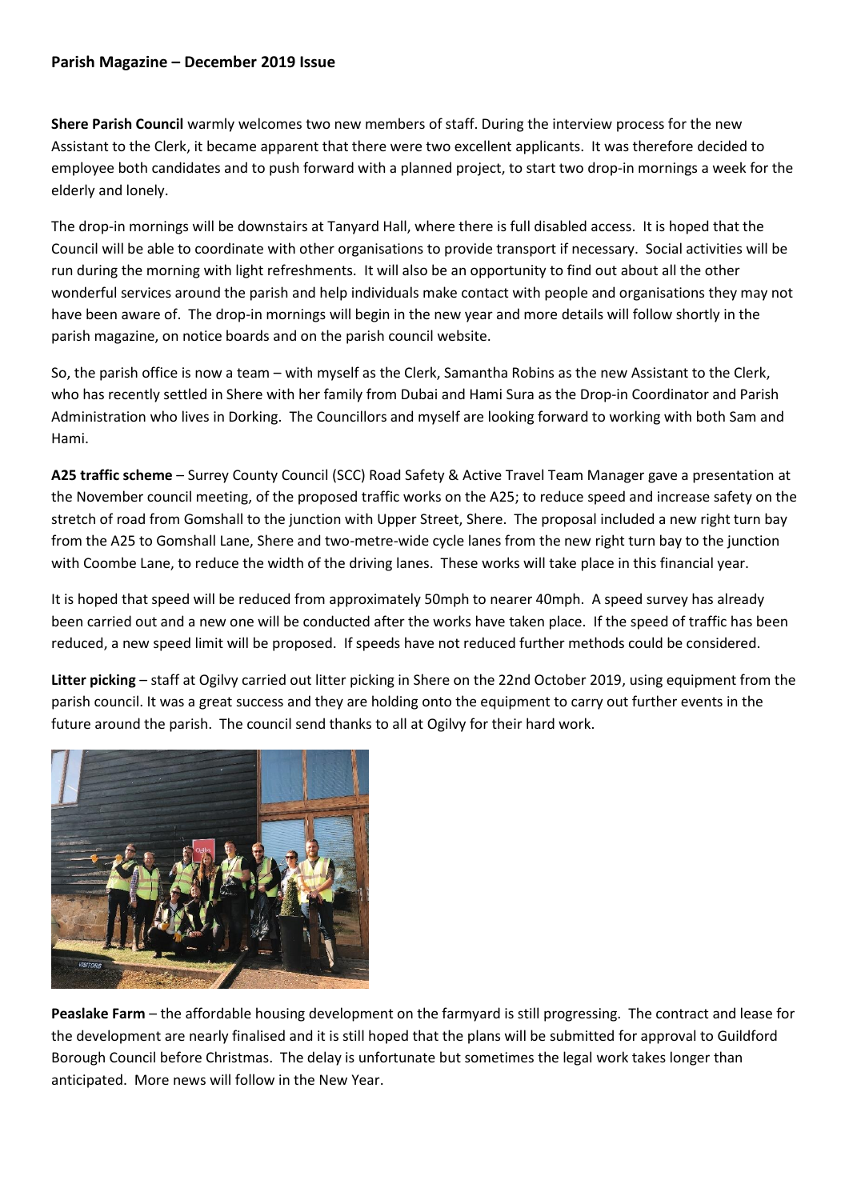**Parish Magazine – December 2019 Issue**

**Shere Parish Council** warmly welcomes two new members of staff. During the interview process for the new Assistant to the Clerk, it became apparent that there were two excellent applicants. It was therefore decided to employee both candidates and to push forward with a planned project, to start two drop-in mornings a week for the elderly and lonely.

The drop-in mornings will be downstairs at Tanyard Hall, where there is full disabled access. It is hoped that the Council will be able to coordinate with other organisations to provide transport if necessary. Social activities will be run during the morning with light refreshments. It will also be an opportunity to find out about all the other wonderful services around the parish and help individuals make contact with people and organisations they may not have been aware of. The drop-in mornings will begin in the new year and more details will follow shortly in the parish magazine, on notice boards and on the parish council website.

So, the parish office is now a team – with myself as the Clerk, Samantha Robins as the new Assistant to the Clerk, who has recently settled in Shere with her family from Dubai and Hami Sura as the Drop-in Coordinator and Parish Administration who lives in Dorking. The Councillors and myself are looking forward to working with both Sam and Hami.

**A25 traffic scheme** – Surrey County Council (SCC) Road Safety & Active Travel Team Manager gave a presentation at the November council meeting, of the proposed traffic works on the A25; to reduce speed and increase safety on the stretch of road from Gomshall to the junction with Upper Street, Shere. The proposal included a new right turn bay from the A25 to Gomshall Lane, Shere and two-metre-wide cycle lanes from the new right turn bay to the junction with Coombe Lane, to reduce the width of the driving lanes. These works will take place in this financial year.

It is hoped that speed will be reduced from approximately 50mph to nearer 40mph. A speed survey has already been carried out and a new one will be conducted after the works have taken place. If the speed of traffic has been reduced, a new speed limit will be proposed. If speeds have not reduced further methods could be considered.

**Litter picking** – staff at Ogilvy carried out litter picking in Shere on the 22nd October 2019, using equipment from the parish council. It was a great success and they are holding onto the equipment to carry out further events in the future around the parish. The council send thanks to all at Ogilvy for their hard work.

**Peaslake Farm** – the affordable housing development on the farmyard is still progressing. The contract and lease for the development are nearly finalised and it is still hoped that the plans will be submitted for approval to Guildford Borough Council before Christmas. The delay is unfortunate but sometimes the legal work takes longer than anticipated. More news will follow in the New Year.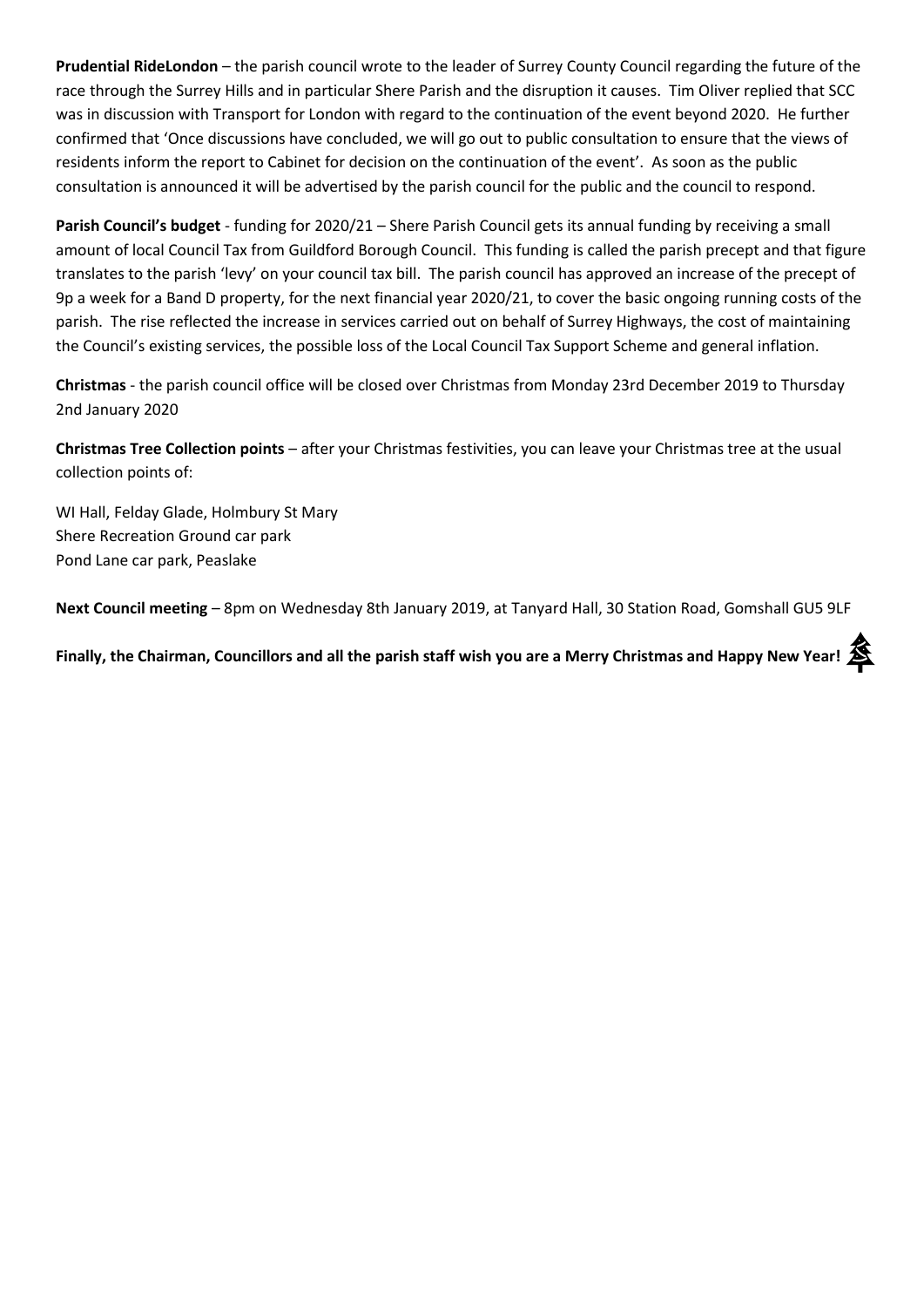**Prudential RideLondon** – the parish council wrote to the leader of Surrey County Council regarding the future of the race through the Surrey Hills and in particular Shere Parish and the disruption it causes. Tim Oliver replied that SCC was in discussion with Transport for London with regard to the continuation of the event beyond 2020. He further confirmed that 'Once discussions have concluded, we will go out to public consultation to ensure that the views of residents inform the report to Cabinet for decision on the continuation of the event'. As soon as the public consultation is announced it will be advertised by the parish council for the public and the council to respond.

**Parish Council's budget** - funding for 2020/21 – Shere Parish Council gets its annual funding by receiving a small amount of local Council Tax from Guildford Borough Council. This funding is called the parish precept and that figure translates to the parish 'levy' on your council tax bill. The parish council has approved an increase of the precept of 9p a week for a Band D property, for the next financial year 2020/21, to cover the basic ongoing running costs of the parish. The rise reflected the increase in services carried out on behalf of Surrey Highways, the cost of maintaining the Council's existing services, the possible loss of the Local Council Tax Support Scheme and general inflation.

**Christmas** - the parish council office will be closed over Christmas from Monday 23rd December 2019 to Thursday 2nd January 2020

**Christmas Tree Collection points** – after your Christmas festivities, you can leave your Christmas tree at the usual collection points of:

WI Hall, Felday Glade, Holmbury St Mary
Shere Recreation Ground car park
Pond Lane car park, Peaslake

**Next Council meeting** – 8pm on Wednesday 8th January 2019, at Tanyard Hall, 30 Station Road, Gomshall GU5 9LF

**Finally, the Chairman, Councillors and all the parish staff wish you are a Merry Christmas and Happy New Year!**